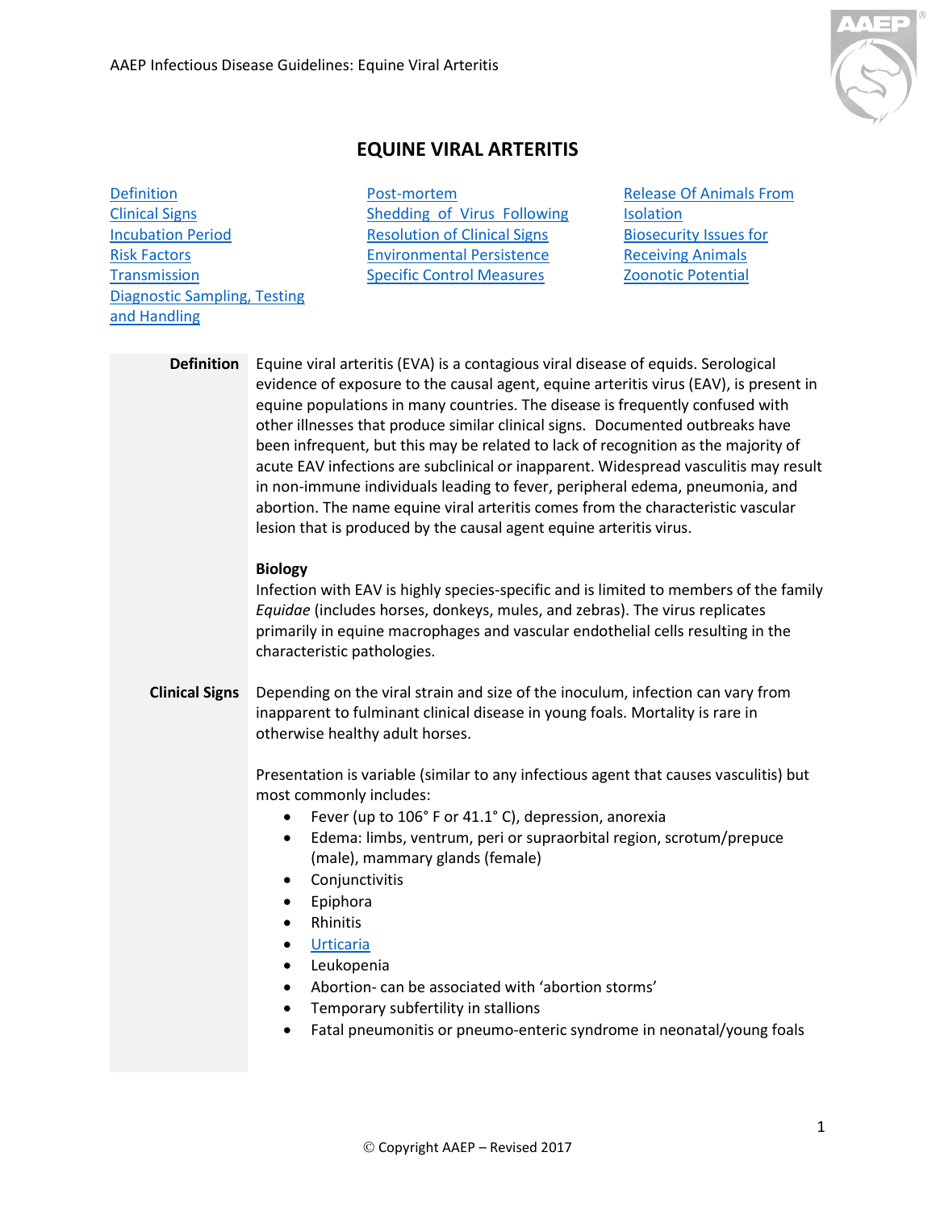# EQUINE VIRAL ARTERITIS

Definition
Clinical Signs
Incubation Period
Risk Factors
Transmission
Diagnostic Sampling, Testing and Handling
Post-mortem
Shedding of Virus Following Resolution of Clinical Signs
Environmental Persistence
Specific Control Measures
Release Of Animals From Isolation
Biosecurity Issues for Receiving Animals
Zoonotic Potential

## Definition

Equine viral arteritis (EVA) is a contagious viral disease of equids. Serological evidence of exposure to the causal agent, equine arteritis virus (EAV), is present in equine populations in many countries. The disease is frequently confused with other illnesses that produce similar clinical signs. Documented outbreaks have been infrequent, but this may be related to lack of recognition as the majority of acute EAV infections are subclinical or inapparent. Widespread vasculitis may result in non-immune individuals leading to fever, peripheral edema, pneumonia, and abortion. The name equine viral arteritis comes from the characteristic vascular lesion that is produced by the causal agent equine arteritis virus.

**Biology**

Infection with EAV is highly species-specific and is limited to members of the family *Equidae* (includes horses, donkeys, mules, and zebras). The virus replicates primarily in equine macrophages and vascular endothelial cells resulting in the characteristic pathologies.

## Clinical Signs

Depending on the viral strain and size of the inoculum, infection can vary from inapparent to fulminant clinical disease in young foals. Mortality is rare in otherwise healthy adult horses.

Presentation is variable (similar to any infectious agent that causes vasculitis) but most commonly includes:

- Fever (up to 106° F or 41.1° C), depression, anorexia
- Edema: limbs, ventrum, peri or supraorbital region, scrotum/prepuce (male), mammary glands (female)
- Conjunctivitis
- Epiphora
- Rhinitis
- Urticaria
- Leukopenia
- Abortion- can be associated with 'abortion storms'
- Temporary subfertility in stallions
- Fatal pneumonitis or pneumo-enteric syndrome in neonatal/young foals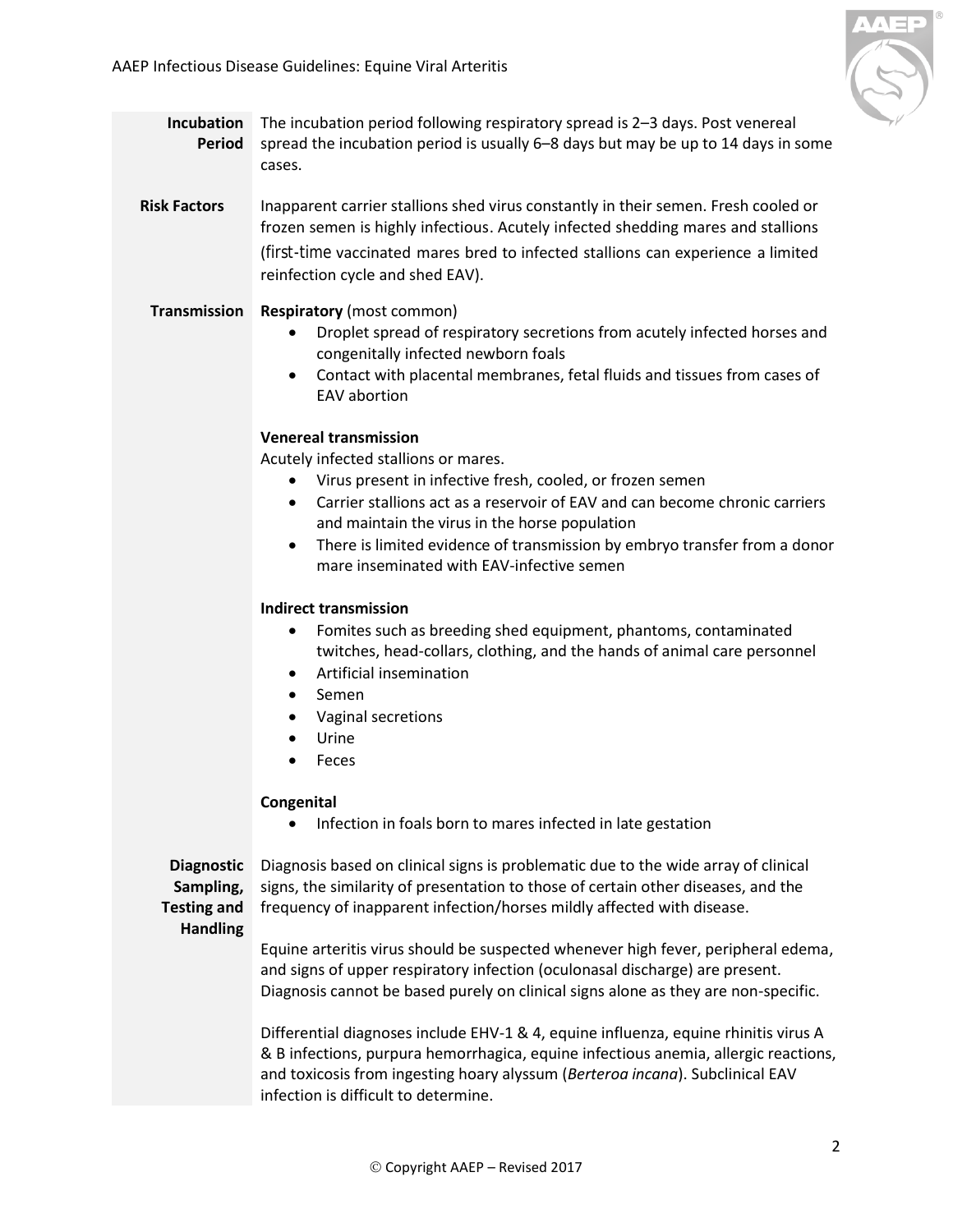**Incubation Period**

The incubation period following respiratory spread is 2–3 days. Post venereal spread the incubation period is usually 6–8 days but may be up to 14 days in some cases.

**Risk Factors**

Inapparent carrier stallions shed virus constantly in their semen. Fresh cooled or frozen semen is highly infectious. Acutely infected shedding mares and stallions (first-time vaccinated mares bred to infected stallions can experience a limited reinfection cycle and shed EAV).

**Transmission**

**Respiratory** (most common)

- Droplet spread of respiratory secretions from acutely infected horses and congenitally infected newborn foals
- Contact with placental membranes, fetal fluids and tissues from cases of EAV abortion

**Venereal transmission**

Acutely infected stallions or mares.

- Virus present in infective fresh, cooled, or frozen semen
- Carrier stallions act as a reservoir of EAV and can become chronic carriers and maintain the virus in the horse population
- There is limited evidence of transmission by embryo transfer from a donor mare inseminated with EAV-infective semen

**Indirect transmission**

- Fomites such as breeding shed equipment, phantoms, contaminated twitches, head-collars, clothing, and the hands of animal care personnel
- Artificial insemination
- Semen
- Vaginal secretions
- Urine
- Feces

**Congenital**

- Infection in foals born to mares infected in late gestation

**Diagnostic Sampling, Testing and Handling**

Diagnosis based on clinical signs is problematic due to the wide array of clinical signs, the similarity of presentation to those of certain other diseases, and the frequency of inapparent infection/horses mildly affected with disease.

Equine arteritis virus should be suspected whenever high fever, peripheral edema, and signs of upper respiratory infection (oculonasal discharge) are present. Diagnosis cannot be based purely on clinical signs alone as they are non-specific.

Differential diagnoses include EHV-1 & 4, equine influenza, equine rhinitis virus A & B infections, purpura hemorrhagica, equine infectious anemia, allergic reactions, and toxicosis from ingesting hoary alyssum (*Berteroa incana*). Subclinical EAV infection is difficult to determine.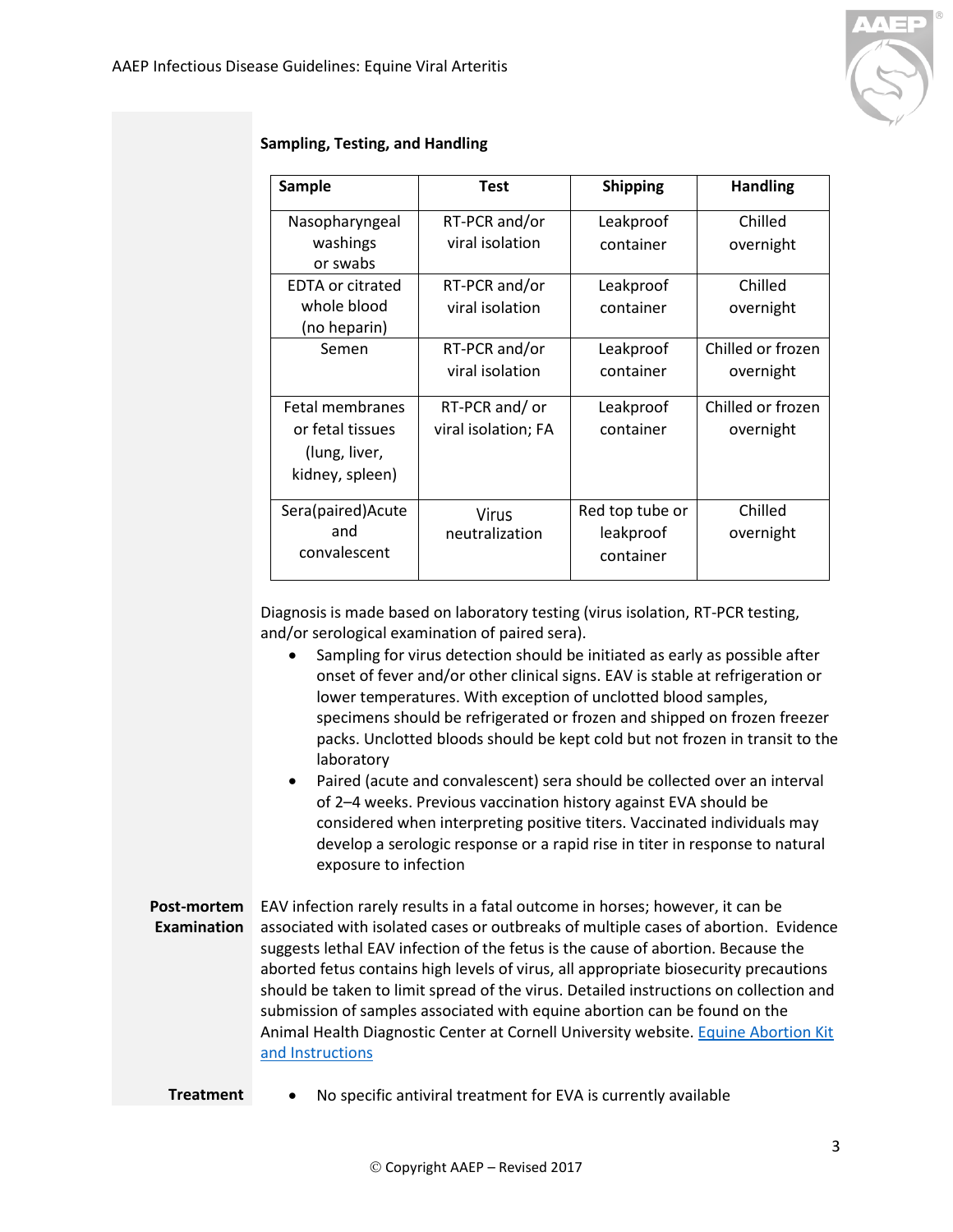### Sampling, Testing, and Handling

| Sample | Test | Shipping | Handling |
| --- | --- | --- | --- |
| Nasopharyngeal washings or swabs | RT-PCR and/or viral isolation | Leakproof container | Chilled overnight |
| EDTA or citrated whole blood (no heparin) | RT-PCR and/or viral isolation | Leakproof container | Chilled overnight |
| Semen | RT-PCR and/or viral isolation | Leakproof container | Chilled or frozen overnight |
| Fetal membranes or fetal tissues (lung, liver, kidney, spleen) | RT-PCR and/ or viral isolation; FA | Leakproof container | Chilled or frozen overnight |
| Sera(paired)Acute and convalescent | Virus neutralization | Red top tube or leakproof container | Chilled overnight |

Diagnosis is made based on laboratory testing (virus isolation, RT-PCR testing, and/or serological examination of paired sera).

- Sampling for virus detection should be initiated as early as possible after onset of fever and/or other clinical signs. EAV is stable at refrigeration or lower temperatures. With exception of unclotted blood samples, specimens should be refrigerated or frozen and shipped on frozen freezer packs. Unclotted bloods should be kept cold but not frozen in transit to the laboratory
- Paired (acute and convalescent) sera should be collected over an interval of 2–4 weeks. Previous vaccination history against EVA should be considered when interpreting positive titers. Vaccinated individuals may develop a serologic response or a rapid rise in titer in response to natural exposure to infection

**Post-mortem Examination**

EAV infection rarely results in a fatal outcome in horses; however, it can be associated with isolated cases or outbreaks of multiple cases of abortion. Evidence suggests lethal EAV infection of the fetus is the cause of abortion. Because the aborted fetus contains high levels of virus, all appropriate biosecurity precautions should be taken to limit spread of the virus. Detailed instructions on collection and submission of samples associated with equine abortion can be found on the Animal Health Diagnostic Center at Cornell University website. Equine Abortion Kit and Instructions

**Treatment**

- No specific antiviral treatment for EVA is currently available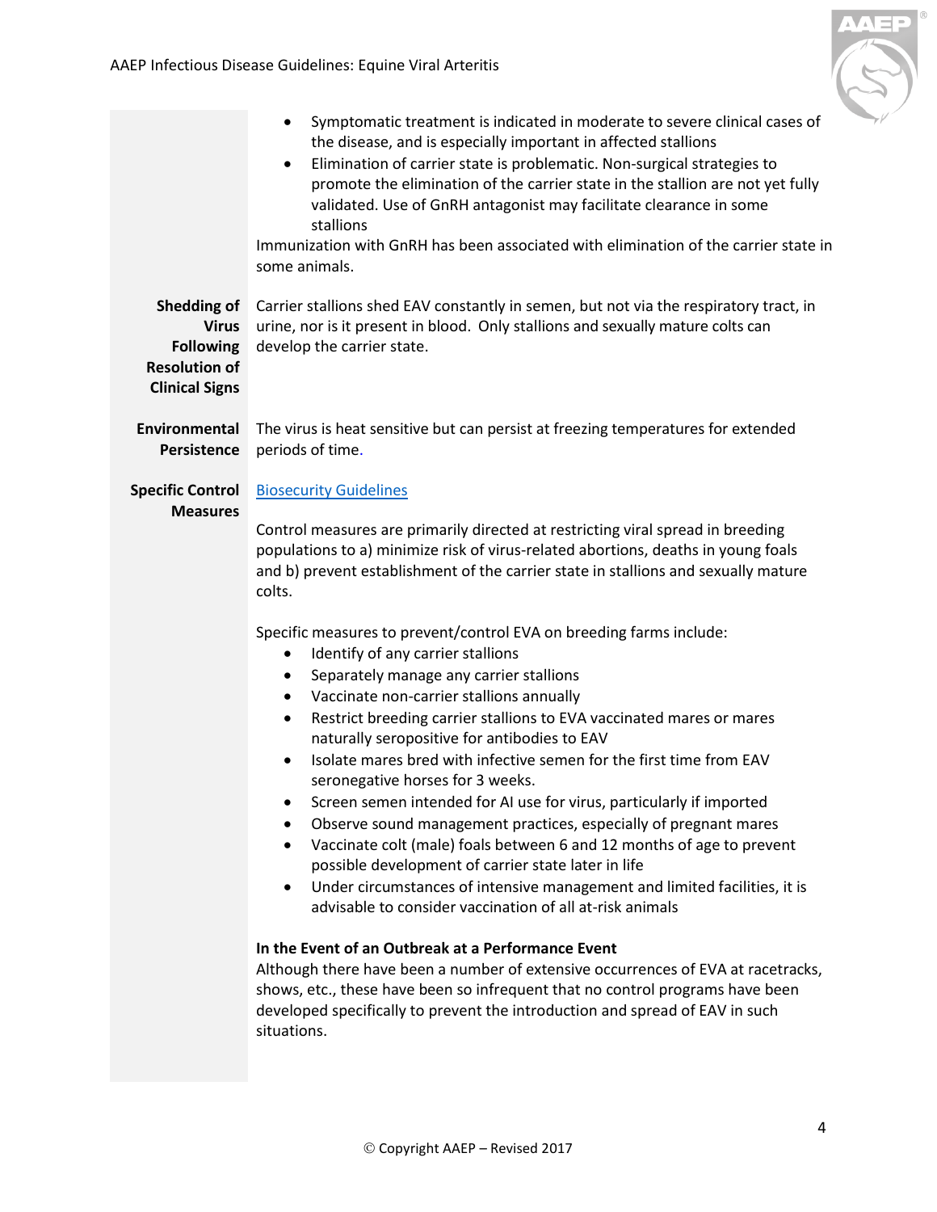- Symptomatic treatment is indicated in moderate to severe clinical cases of the disease, and is especially important in affected stallions
- Elimination of carrier state is problematic. Non-surgical strategies to promote the elimination of the carrier state in the stallion are not yet fully validated. Use of GnRH antagonist may facilitate clearance in some stallions

Immunization with GnRH has been associated with elimination of the carrier state in some animals.

**Shedding of Virus Following Resolution of Clinical Signs**

Carrier stallions shed EAV constantly in semen, but not via the respiratory tract, in urine, nor is it present in blood. Only stallions and sexually mature colts can develop the carrier state.

**Environmental Persistence**

The virus is heat sensitive but can persist at freezing temperatures for extended periods of time.

**Specific Control Measures**

Biosecurity Guidelines

Control measures are primarily directed at restricting viral spread in breeding populations to a) minimize risk of virus-related abortions, deaths in young foals and b) prevent establishment of the carrier state in stallions and sexually mature colts.

Specific measures to prevent/control EVA on breeding farms include:

- Identify of any carrier stallions
- Separately manage any carrier stallions
- Vaccinate non-carrier stallions annually
- Restrict breeding carrier stallions to EVA vaccinated mares or mares naturally seropositive for antibodies to EAV
- Isolate mares bred with infective semen for the first time from EAV seronegative horses for 3 weeks.
- Screen semen intended for AI use for virus, particularly if imported
- Observe sound management practices, especially of pregnant mares
- Vaccinate colt (male) foals between 6 and 12 months of age to prevent possible development of carrier state later in life
- Under circumstances of intensive management and limited facilities, it is advisable to consider vaccination of all at-risk animals

**In the Event of an Outbreak at a Performance Event**

Although there have been a number of extensive occurrences of EVA at racetracks, shows, etc., these have been so infrequent that no control programs have been developed specifically to prevent the introduction and spread of EAV in such situations.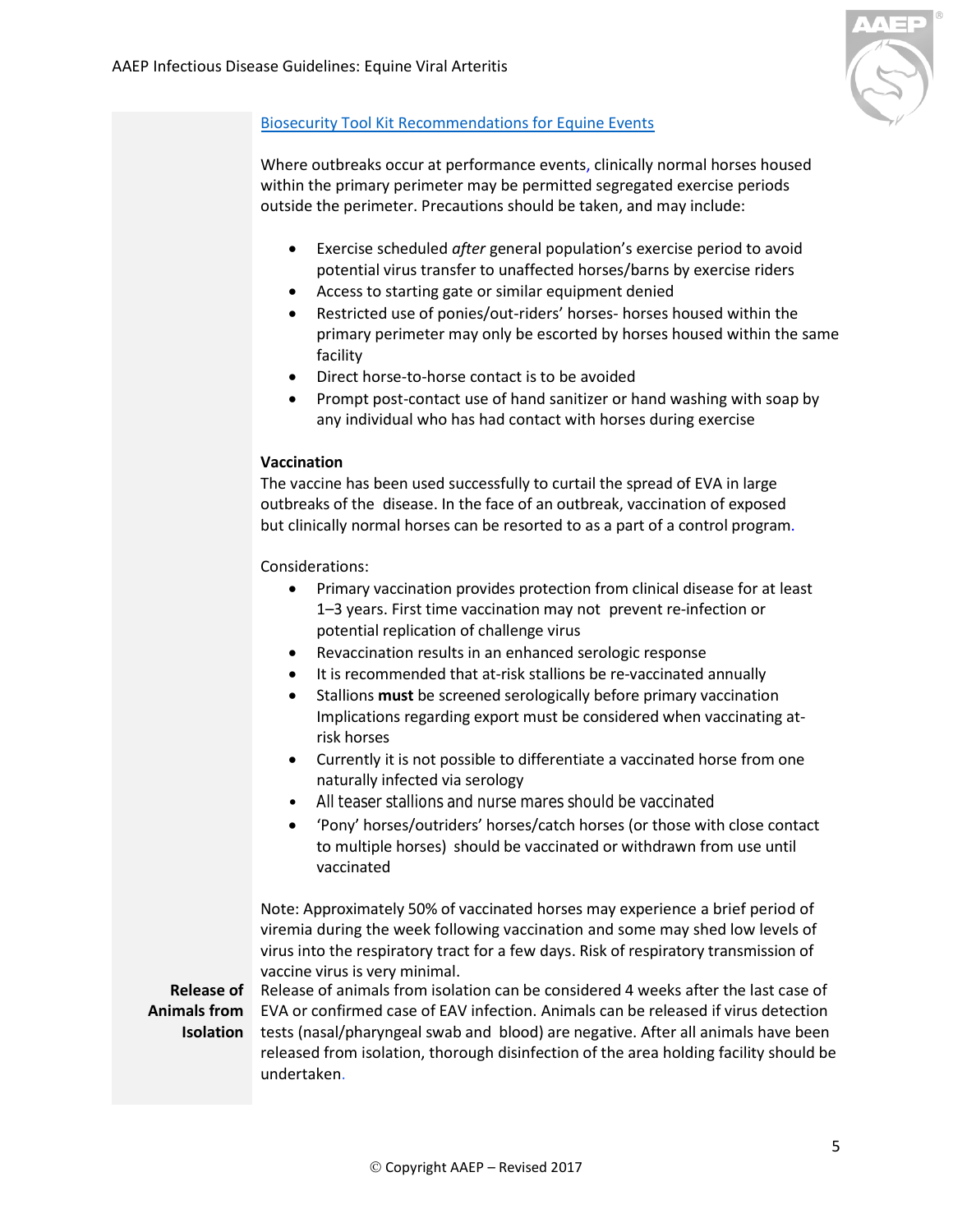[Biosecurity Tool Kit Recommendations for Equine Events](#)

Where outbreaks occur at performance events, clinically normal horses housed within the primary perimeter may be permitted segregated exercise periods outside the perimeter. Precautions should be taken, and may include:

- Exercise scheduled *after* general population's exercise period to avoid potential virus transfer to unaffected horses/barns by exercise riders
- Access to starting gate or similar equipment denied
- Restricted use of ponies/out-riders' horses- horses housed within the primary perimeter may only be escorted by horses housed within the same facility
- Direct horse-to-horse contact is to be avoided
- Prompt post-contact use of hand sanitizer or hand washing with soap by any individual who has had contact with horses during exercise

**Vaccination**

The vaccine has been used successfully to curtail the spread of EVA in large outbreaks of the disease. In the face of an outbreak, vaccination of exposed but clinically normal horses can be resorted to as a part of a control program.

Considerations:

- Primary vaccination provides protection from clinical disease for at least 1–3 years. First time vaccination may not prevent re-infection or potential replication of challenge virus
- Revaccination results in an enhanced serologic response
- It is recommended that at-risk stallions be re-vaccinated annually
- Stallions **must** be screened serologically before primary vaccination Implications regarding export must be considered when vaccinating at-risk horses
- Currently it is not possible to differentiate a vaccinated horse from one naturally infected via serology
- All teaser stallions and nurse mares should be vaccinated
- 'Pony' horses/outriders' horses/catch horses (or those with close contact to multiple horses) should be vaccinated or withdrawn from use until vaccinated

Note: Approximately 50% of vaccinated horses may experience a brief period of viremia during the week following vaccination and some may shed low levels of virus into the respiratory tract for a few days. Risk of respiratory transmission of vaccine virus is very minimal.

**Release of Animals from Isolation**

Release of animals from isolation can be considered 4 weeks after the last case of EVA or confirmed case of EAV infection. Animals can be released if virus detection tests (nasal/pharyngeal swab and blood) are negative. After all animals have been released from isolation, thorough disinfection of the area holding facility should be undertaken.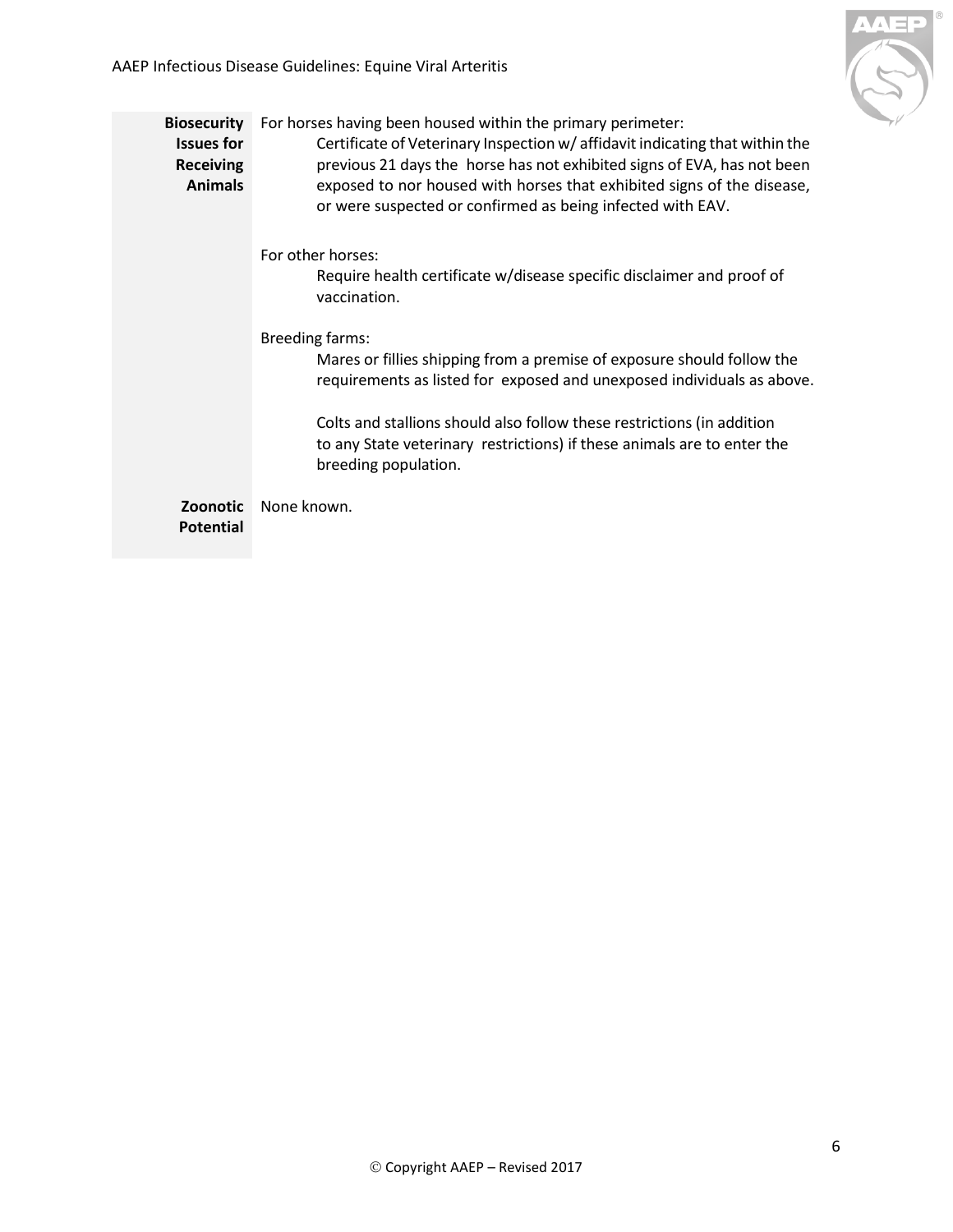**Biosecurity Issues for Receiving Animals**

For horses having been housed within the primary perimeter:

Certificate of Veterinary Inspection w/ affidavit indicating that within the previous 21 days the horse has not exhibited signs of EVA, has not been exposed to nor housed with horses that exhibited signs of the disease, or were suspected or confirmed as being infected with EAV.

For other horses:

Require health certificate w/disease specific disclaimer and proof of vaccination.

Breeding farms:

Mares or fillies shipping from a premise of exposure should follow the requirements as listed for exposed and unexposed individuals as above.

Colts and stallions should also follow these restrictions (in addition to any State veterinary restrictions) if these animals are to enter the breeding population.

**Zoonotic Potential**

None known.